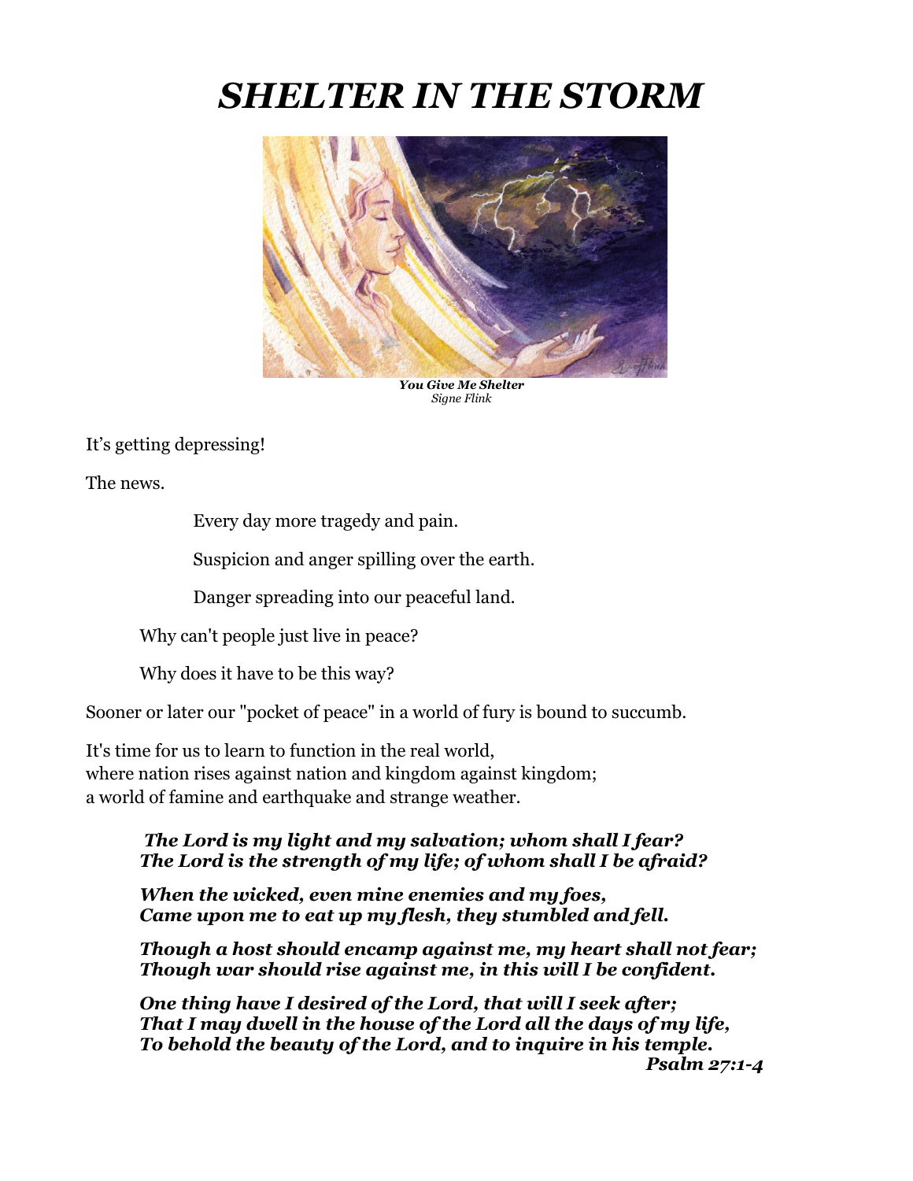# *SHELTER IN THE STORM*

***You Give Me Shelter***
*Signe Flink*

It's getting depressing!

The news.

Every day more tragedy and pain.

Suspicion and anger spilling over the earth.

Danger spreading into our peaceful land.

Why can't people just live in peace?

Why does it have to be this way?

Sooner or later our "pocket of peace" in a world of fury is bound to succumb.

It's time for us to learn to function in the real world,
where nation rises against nation and kingdom against kingdom;
a world of famine and earthquake and strange weather.

> ***The Lord is my light and my salvation; whom shall I fear?***
> ***The Lord is the strength of my life; of whom shall I be afraid?***
>
> ***When the wicked, even mine enemies and my foes,***
> ***Came upon me to eat up my flesh, they stumbled and fell.***
>
> ***Though a host should encamp against me, my heart shall not fear;***
> ***Though war should rise against me, in this will I be confident.***
>
> ***One thing have I desired of the Lord, that will I seek after;***
> ***That I may dwell in the house of the Lord all the days of my life,***
> ***To behold the beauty of the Lord, and to inquire in his temple.***
>
> ***Psalm 27:1-4***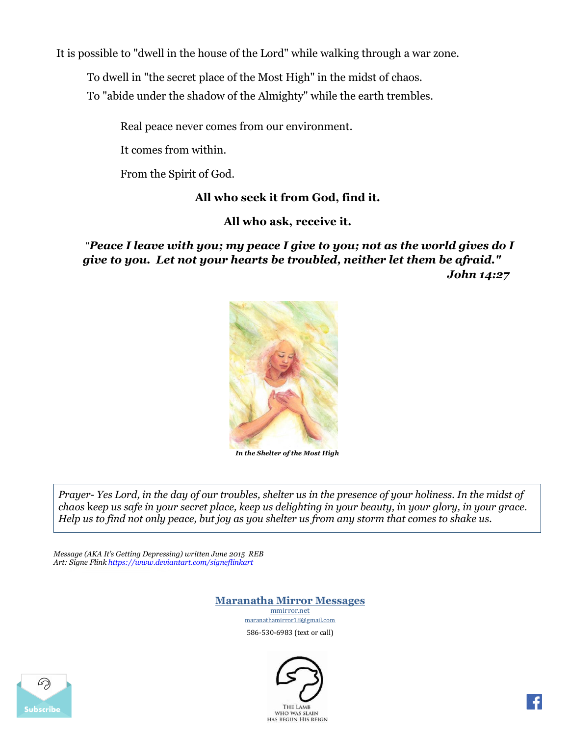It is possible to "dwell in the house of the Lord" while walking through a war zone.

To dwell in "the secret place of the Most High" in the midst of chaos.

To "abide under the shadow of the Almighty" while the earth trembles.

Real peace never comes from our environment.

It comes from within.

From the Spirit of God.

**All who seek it from God, find it.**

**All who ask, receive it.**

"***Peace I leave with you; my peace I give to you; not as the world gives do I give to you. Let not your hearts be troubled, neither let them be afraid."***

***John 14:27***

***In the Shelter of the Most High***

*Prayer- Yes Lord, in the day of our troubles, shelter us in the presence of your holiness. In the midst of chaos keep us safe in your secret place, keep us delighting in your beauty, in your glory, in your grace. Help us to find not only peace, but joy as you shelter us from any storm that comes to shake us.*

*Message (AKA It's Getting Depressing) written June 2015 REB*
*Art: Signe Flink https://www.deviantart.com/signeflinkart*

**Maranatha Mirror Messages**

mmirror.net

maranathamirror18@gmail.com

586-530-6983 (text or call)

Subscribe

THE LAMB WHO WAS SLAIN HAS BEGUN HIS REIGN